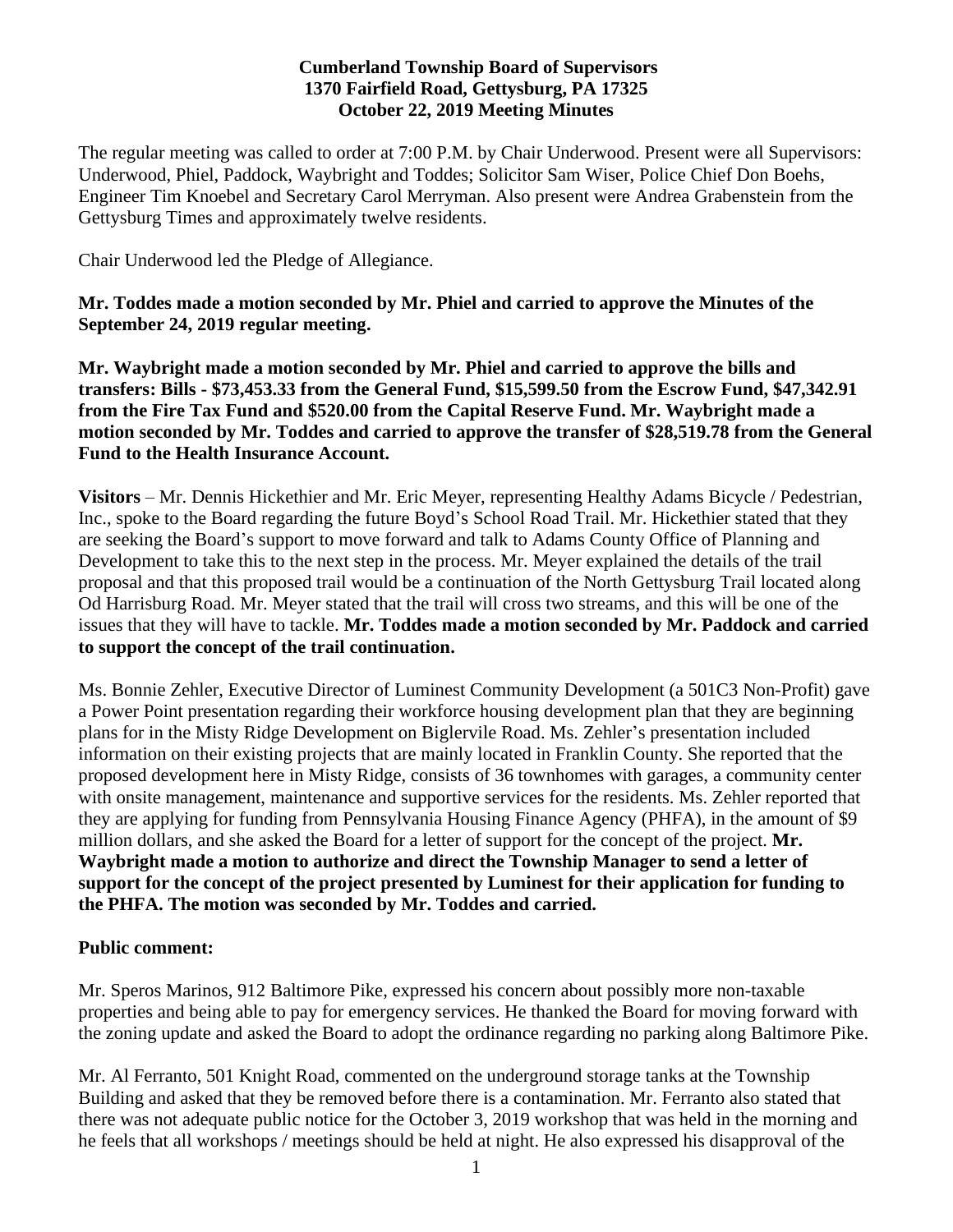**Cumberland Township Board of Supervisors**
**1370 Fairfield Road, Gettysburg, PA 17325**
**October 22, 2019 Meeting Minutes**

The regular meeting was called to order at 7:00 P.M. by Chair Underwood. Present were all Supervisors: Underwood, Phiel, Paddock, Waybright and Toddes; Solicitor Sam Wiser, Police Chief Don Boehs, Engineer Tim Knoebel and Secretary Carol Merryman. Also present were Andrea Grabenstein from the Gettysburg Times and approximately twelve residents.

Chair Underwood led the Pledge of Allegiance.

**Mr. Toddes made a motion seconded by Mr. Phiel and carried to approve the Minutes of the September 24, 2019 regular meeting.**

**Mr. Waybright made a motion seconded by Mr. Phiel and carried to approve the bills and transfers: Bills - $73,453.33 from the General Fund, $15,599.50 from the Escrow Fund, $47,342.91 from the Fire Tax Fund and $520.00 from the Capital Reserve Fund. Mr. Waybright made a motion seconded by Mr. Toddes and carried to approve the transfer of $28,519.78 from the General Fund to the Health Insurance Account.**

**Visitors** – Mr. Dennis Hickethier and Mr. Eric Meyer, representing Healthy Adams Bicycle / Pedestrian, Inc., spoke to the Board regarding the future Boyd's School Road Trail. Mr. Hickethier stated that they are seeking the Board's support to move forward and talk to Adams County Office of Planning and Development to take this to the next step in the process. Mr. Meyer explained the details of the trail proposal and that this proposed trail would be a continuation of the North Gettysburg Trail located along Od Harrisburg Road. Mr. Meyer stated that the trail will cross two streams, and this will be one of the issues that they will have to tackle. **Mr. Toddes made a motion seconded by Mr. Paddock and carried to support the concept of the trail continuation.**

Ms. Bonnie Zehler, Executive Director of Luminest Community Development (a 501C3 Non-Profit) gave a Power Point presentation regarding their workforce housing development plan that they are beginning plans for in the Misty Ridge Development on Biglervile Road. Ms. Zehler's presentation included information on their existing projects that are mainly located in Franklin County. She reported that the proposed development here in Misty Ridge, consists of 36 townhomes with garages, a community center with onsite management, maintenance and supportive services for the residents. Ms. Zehler reported that they are applying for funding from Pennsylvania Housing Finance Agency (PHFA), in the amount of $9 million dollars, and she asked the Board for a letter of support for the concept of the project. **Mr. Waybright made a motion to authorize and direct the Township Manager to send a letter of support for the concept of the project presented by Luminest for their application for funding to the PHFA. The motion was seconded by Mr. Toddes and carried.**

**Public comment:**

Mr. Speros Marinos, 912 Baltimore Pike, expressed his concern about possibly more non-taxable properties and being able to pay for emergency services. He thanked the Board for moving forward with the zoning update and asked the Board to adopt the ordinance regarding no parking along Baltimore Pike.

Mr. Al Ferranto, 501 Knight Road, commented on the underground storage tanks at the Township Building and asked that they be removed before there is a contamination. Mr. Ferranto also stated that there was not adequate public notice for the October 3, 2019 workshop that was held in the morning and he feels that all workshops / meetings should be held at night. He also expressed his disapproval of the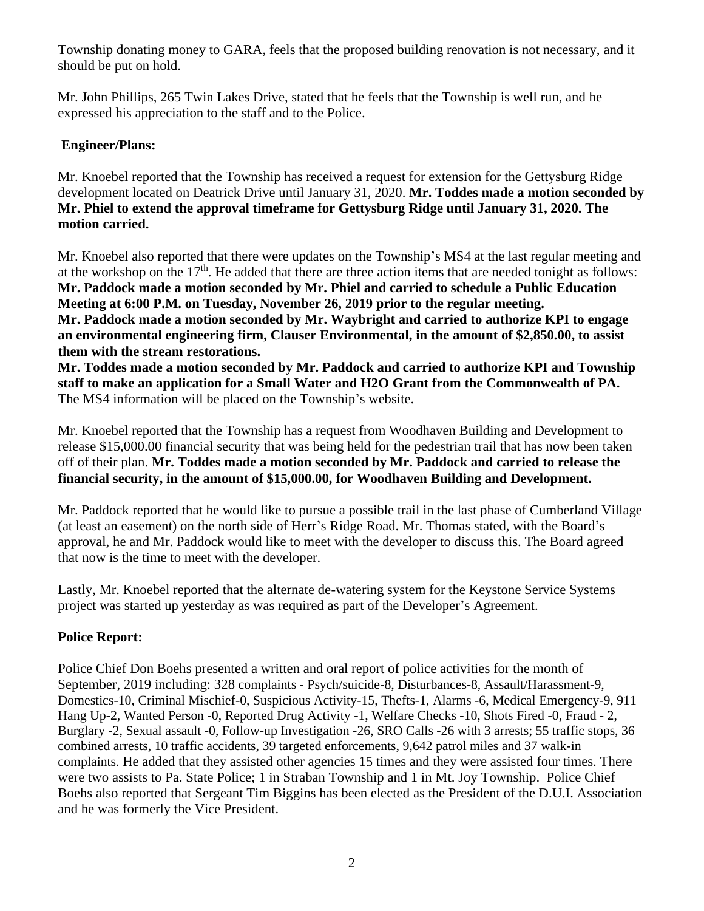Township donating money to GARA, feels that the proposed building renovation is not necessary, and it should be put on hold.

Mr. John Phillips, 265 Twin Lakes Drive, stated that he feels that the Township is well run, and he expressed his appreciation to the staff and to the Police.

**Engineer/Plans:**

Mr. Knoebel reported that the Township has received a request for extension for the Gettysburg Ridge development located on Deatrick Drive until January 31, 2020. **Mr. Toddes made a motion seconded by Mr. Phiel to extend the approval timeframe for Gettysburg Ridge until January 31, 2020. The motion carried.**

Mr. Knoebel also reported that there were updates on the Township's MS4 at the last regular meeting and at the workshop on the 17th. He added that there are three action items that are needed tonight as follows:
**Mr. Paddock made a motion seconded by Mr. Phiel and carried to schedule a Public Education Meeting at 6:00 P.M. on Tuesday, November 26, 2019 prior to the regular meeting.**
**Mr. Paddock made a motion seconded by Mr. Waybright and carried to authorize KPI to engage an environmental engineering firm, Clauser Environmental, in the amount of $2,850.00, to assist them with the stream restorations.**
**Mr. Toddes made a motion seconded by Mr. Paddock and carried to authorize KPI and Township staff to make an application for a Small Water and H2O Grant from the Commonwealth of PA.** The MS4 information will be placed on the Township's website.

Mr. Knoebel reported that the Township has a request from Woodhaven Building and Development to release $15,000.00 financial security that was being held for the pedestrian trail that has now been taken off of their plan. **Mr. Toddes made a motion seconded by Mr. Paddock and carried to release the financial security, in the amount of $15,000.00, for Woodhaven Building and Development.**

Mr. Paddock reported that he would like to pursue a possible trail in the last phase of Cumberland Village (at least an easement) on the north side of Herr's Ridge Road. Mr. Thomas stated, with the Board's approval, he and Mr. Paddock would like to meet with the developer to discuss this. The Board agreed that now is the time to meet with the developer.

Lastly, Mr. Knoebel reported that the alternate de-watering system for the Keystone Service Systems project was started up yesterday as was required as part of the Developer's Agreement.

**Police Report:**

Police Chief Don Boehs presented a written and oral report of police activities for the month of September, 2019 including: 328 complaints - Psych/suicide-8, Disturbances-8, Assault/Harassment-9, Domestics-10, Criminal Mischief-0, Suspicious Activity-15, Thefts-1, Alarms -6, Medical Emergency-9, 911 Hang Up-2, Wanted Person -0, Reported Drug Activity -1, Welfare Checks -10, Shots Fired -0, Fraud - 2, Burglary -2, Sexual assault -0, Follow-up Investigation -26, SRO Calls -26 with 3 arrests; 55 traffic stops, 36 combined arrests, 10 traffic accidents, 39 targeted enforcements, 9,642 patrol miles and 37 walk-in complaints. He added that they assisted other agencies 15 times and they were assisted four times. There were two assists to Pa. State Police; 1 in Straban Township and 1 in Mt. Joy Township. Police Chief Boehs also reported that Sergeant Tim Biggins has been elected as the President of the D.U.I. Association and he was formerly the Vice President.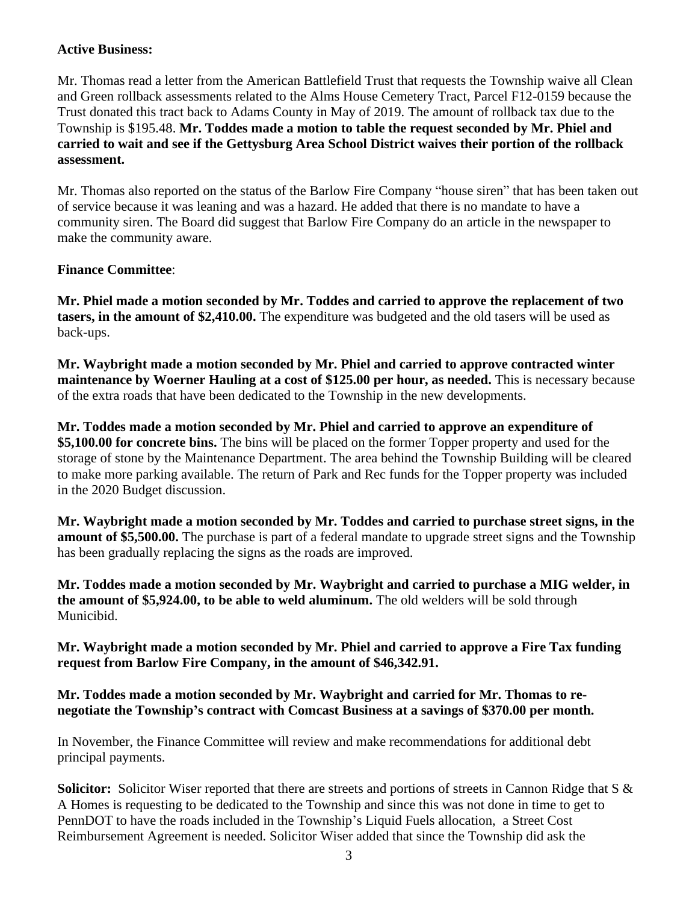**Active Business:**

Mr. Thomas read a letter from the American Battlefield Trust that requests the Township waive all Clean and Green rollback assessments related to the Alms House Cemetery Tract, Parcel F12-0159 because the Trust donated this tract back to Adams County in May of 2019. The amount of rollback tax due to the Township is $195.48. **Mr. Toddes made a motion to table the request seconded by Mr. Phiel and carried to wait and see if the Gettysburg Area School District waives their portion of the rollback assessment.**

Mr. Thomas also reported on the status of the Barlow Fire Company "house siren" that has been taken out of service because it was leaning and was a hazard. He added that there is no mandate to have a community siren. The Board did suggest that Barlow Fire Company do an article in the newspaper to make the community aware.

**Finance Committee**:

**Mr. Phiel made a motion seconded by Mr. Toddes and carried to approve the replacement of two tasers, in the amount of $2,410.00.** The expenditure was budgeted and the old tasers will be used as back-ups.

**Mr. Waybright made a motion seconded by Mr. Phiel and carried to approve contracted winter maintenance by Woerner Hauling at a cost of $125.00 per hour, as needed.** This is necessary because of the extra roads that have been dedicated to the Township in the new developments.

**Mr. Toddes made a motion seconded by Mr. Phiel and carried to approve an expenditure of $5,100.00 for concrete bins.** The bins will be placed on the former Topper property and used for the storage of stone by the Maintenance Department. The area behind the Township Building will be cleared to make more parking available. The return of Park and Rec funds for the Topper property was included in the 2020 Budget discussion.

**Mr. Waybright made a motion seconded by Mr. Toddes and carried to purchase street signs, in the amount of $5,500.00.** The purchase is part of a federal mandate to upgrade street signs and the Township has been gradually replacing the signs as the roads are improved.

**Mr. Toddes made a motion seconded by Mr. Waybright and carried to purchase a MIG welder, in the amount of $5,924.00, to be able to weld aluminum.** The old welders will be sold through Municibid.

**Mr. Waybright made a motion seconded by Mr. Phiel and carried to approve a Fire Tax funding request from Barlow Fire Company, in the amount of $46,342.91.**

**Mr. Toddes made a motion seconded by Mr. Waybright and carried for Mr. Thomas to re-negotiate the Township's contract with Comcast Business at a savings of $370.00 per month.**

In November, the Finance Committee will review and make recommendations for additional debt principal payments.

**Solicitor:** Solicitor Wiser reported that there are streets and portions of streets in Cannon Ridge that S & A Homes is requesting to be dedicated to the Township and since this was not done in time to get to PennDOT to have the roads included in the Township's Liquid Fuels allocation, a Street Cost Reimbursement Agreement is needed. Solicitor Wiser added that since the Township did ask the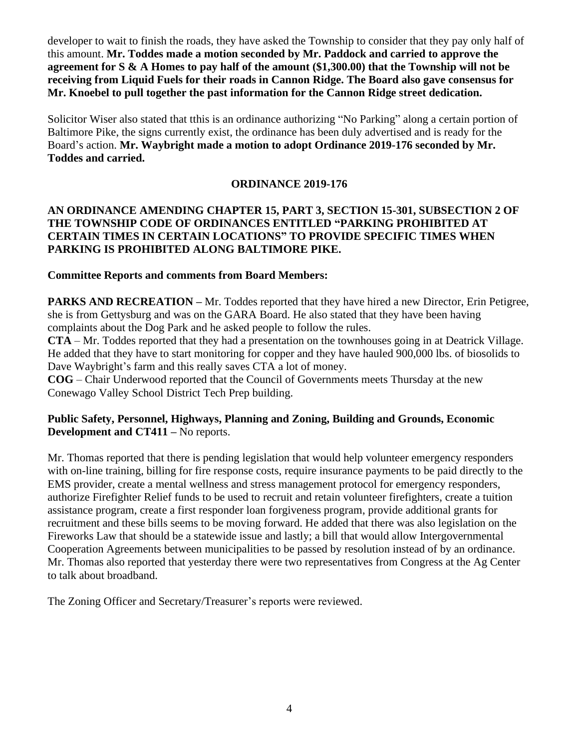developer to wait to finish the roads, they have asked the Township to consider that they pay only half of this amount. **Mr. Toddes made a motion seconded by Mr. Paddock and carried to approve the agreement for S & A Homes to pay half of the amount ($1,300.00) that the Township will not be receiving from Liquid Fuels for their roads in Cannon Ridge. The Board also gave consensus for Mr. Knoebel to pull together the past information for the Cannon Ridge street dedication.**

Solicitor Wiser also stated that tthis is an ordinance authorizing "No Parking" along a certain portion of Baltimore Pike, the signs currently exist, the ordinance has been duly advertised and is ready for the Board's action. **Mr. Waybright made a motion to adopt Ordinance 2019-176 seconded by Mr. Toddes and carried.**

**ORDINANCE 2019-176**

**AN ORDINANCE AMENDING CHAPTER 15, PART 3, SECTION 15-301, SUBSECTION 2 OF THE TOWNSHIP CODE OF ORDINANCES ENTITLED "PARKING PROHIBITED AT CERTAIN TIMES IN CERTAIN LOCATIONS" TO PROVIDE SPECIFIC TIMES WHEN PARKING IS PROHIBITED ALONG BALTIMORE PIKE.**

**Committee Reports and comments from Board Members:**

**PARKS AND RECREATION –** Mr. Toddes reported that they have hired a new Director, Erin Petigree, she is from Gettysburg and was on the GARA Board. He also stated that they have been having complaints about the Dog Park and he asked people to follow the rules.
**CTA** – Mr. Toddes reported that they had a presentation on the townhouses going in at Deatrick Village. He added that they have to start monitoring for copper and they have hauled 900,000 lbs. of biosolids to Dave Waybright's farm and this really saves CTA a lot of money.
**COG** – Chair Underwood reported that the Council of Governments meets Thursday at the new Conewago Valley School District Tech Prep building.

**Public Safety, Personnel, Highways, Planning and Zoning, Building and Grounds, Economic Development and CT411 –** No reports.

Mr. Thomas reported that there is pending legislation that would help volunteer emergency responders with on-line training, billing for fire response costs, require insurance payments to be paid directly to the EMS provider, create a mental wellness and stress management protocol for emergency responders, authorize Firefighter Relief funds to be used to recruit and retain volunteer firefighters, create a tuition assistance program, create a first responder loan forgiveness program, provide additional grants for recruitment and these bills seems to be moving forward. He added that there was also legislation on the Fireworks Law that should be a statewide issue and lastly; a bill that would allow Intergovernmental Cooperation Agreements between municipalities to be passed by resolution instead of by an ordinance. Mr. Thomas also reported that yesterday there were two representatives from Congress at the Ag Center to talk about broadband.

The Zoning Officer and Secretary/Treasurer's reports were reviewed.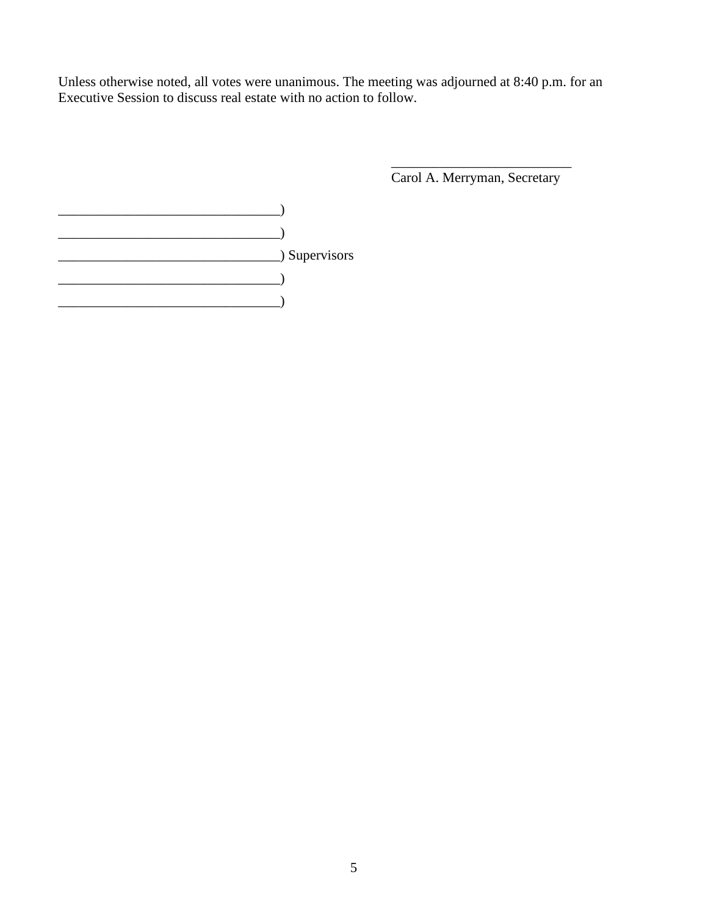Unless otherwise noted, all votes were unanimous. The meeting was adjourned at 8:40 p.m. for an Executive Session to discuss real estate with no action to follow.

_____________________________
Carol A. Merryman, Secretary

_________________________________)
_________________________________)
_________________________________) Supervisors
_________________________________)
_________________________________)